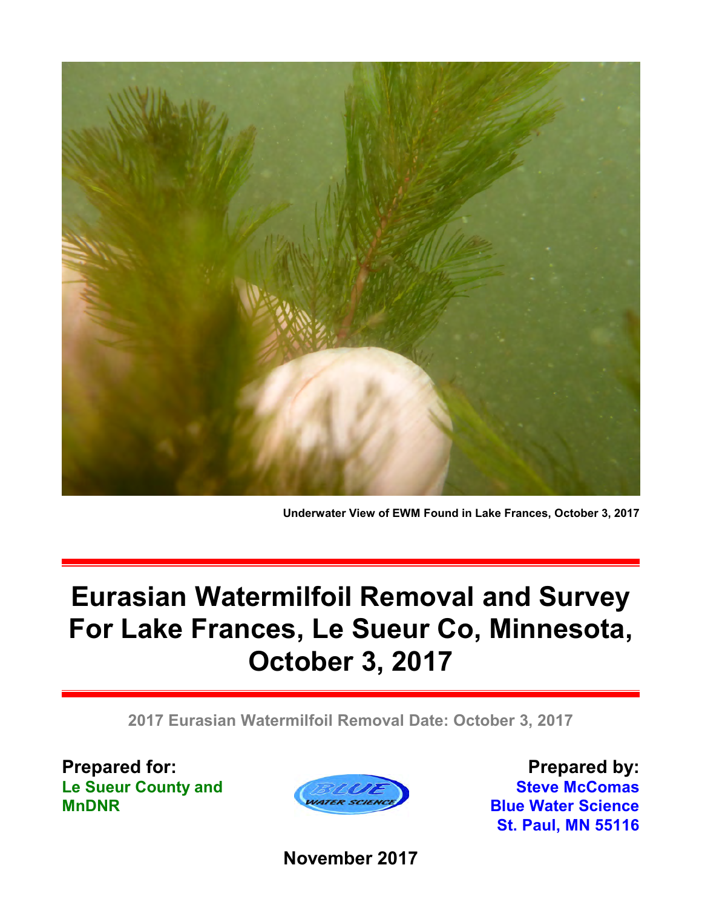Underwater View of EWM Found in Lake Frances, October 3, 2017

# Eurasian Watermilfoil Removal and Survey For Lake Frances, Le Sueur Co, Minnesota, October 3, 2017

**2017 Eurasian Watermilfoil Removal Date: October 3, 2017**

**Prepared for:**
**Le Sueur County and MnDNR**

**Prepared by:**
**Steve McComas**
**Blue Water Science**
**St. Paul, MN 55116**

**November 2017**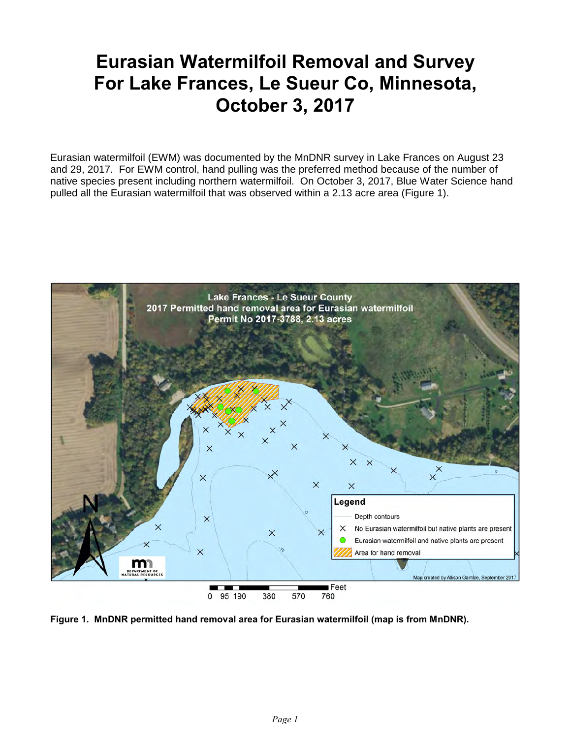# Eurasian Watermilfoil Removal and Survey For Lake Frances, Le Sueur Co, Minnesota, October 3, 2017

Eurasian watermilfoil (EWM) was documented by the MnDNR survey in Lake Frances on August 23 and 29, 2017. For EWM control, hand pulling was the preferred method because of the number of native species present including northern watermilfoil. On October 3, 2017, Blue Water Science hand pulled all the Eurasian watermilfoil that was observed within a 2.13 acre area (Figure 1).

**Figure 1. MnDNR permitted hand removal area for Eurasian watermilfoil (map is from MnDNR).**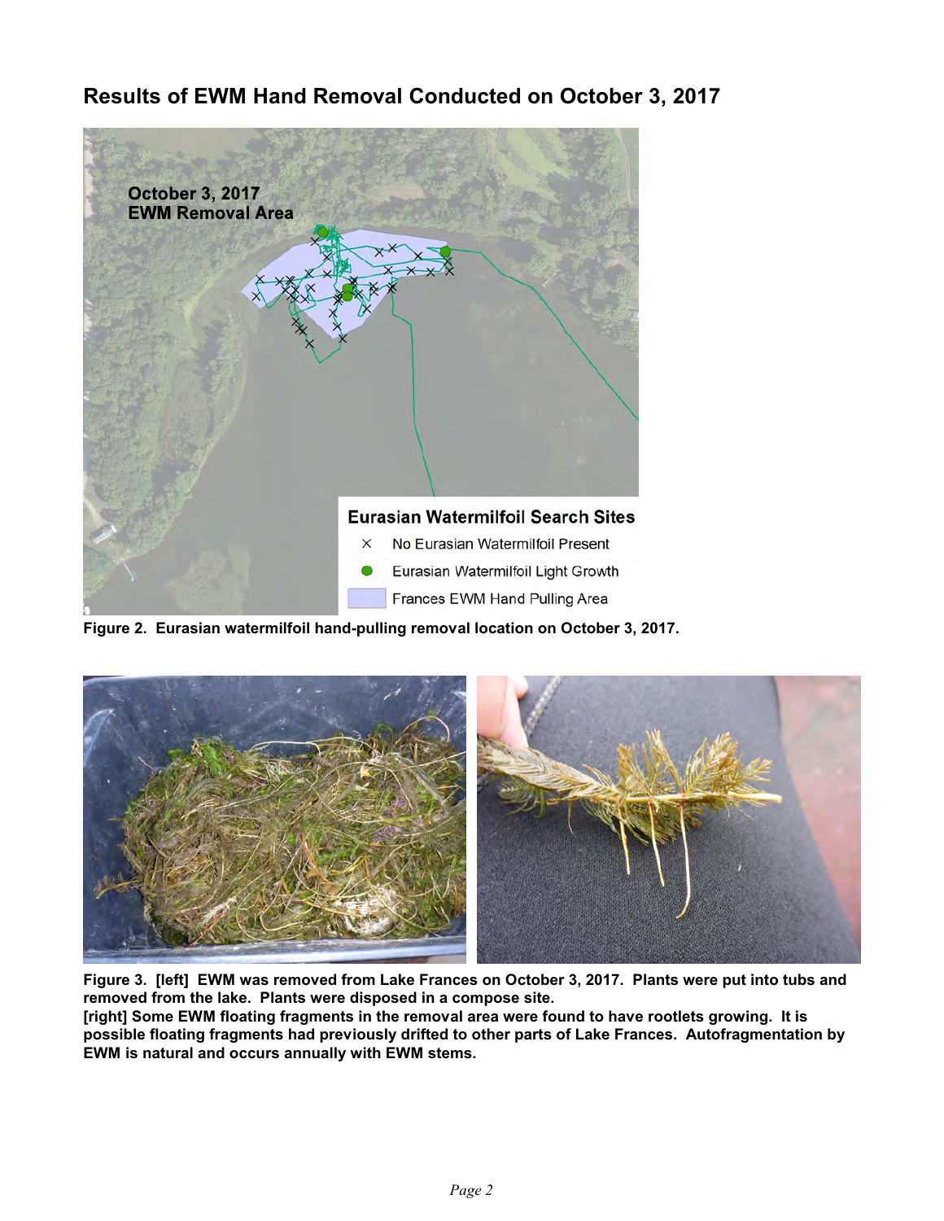## Results of EWM Hand Removal Conducted on October 3, 2017

**Figure 2. Eurasian watermilfoil hand-pulling removal location on October 3, 2017.**

**Figure 3. [left] EWM was removed from Lake Frances on October 3, 2017. Plants were put into tubs and removed from the lake. Plants were disposed in a compose site.**
**[right] Some EWM floating fragments in the removal area were found to have rootlets growing. It is possible floating fragments had previously drifted to other parts of Lake Frances. Autofragmentation by EWM is natural and occurs annually with EWM stems.**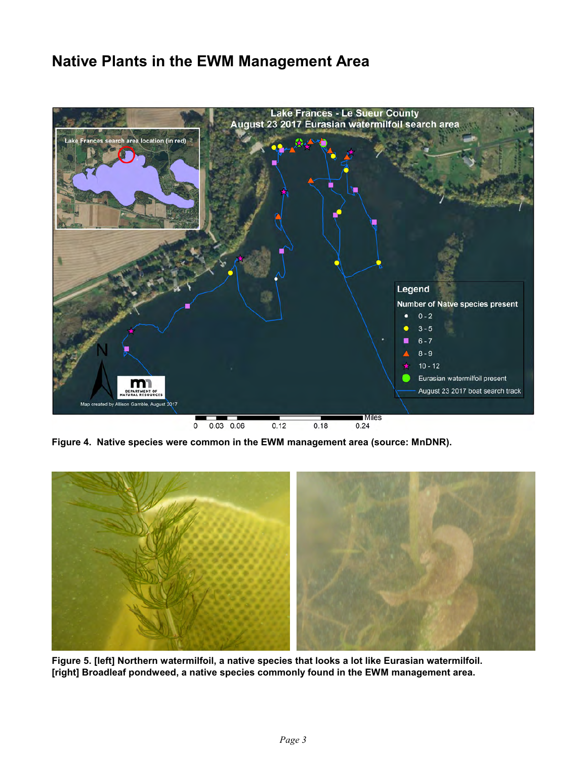## Native Plants in the EWM Management Area

**Figure 4. Native species were common in the EWM management area (source: MnDNR).**

**Figure 5. [left] Northern watermilfoil, a native species that looks a lot like Eurasian watermilfoil. [right] Broadleaf pondweed, a native species commonly found in the EWM management area.**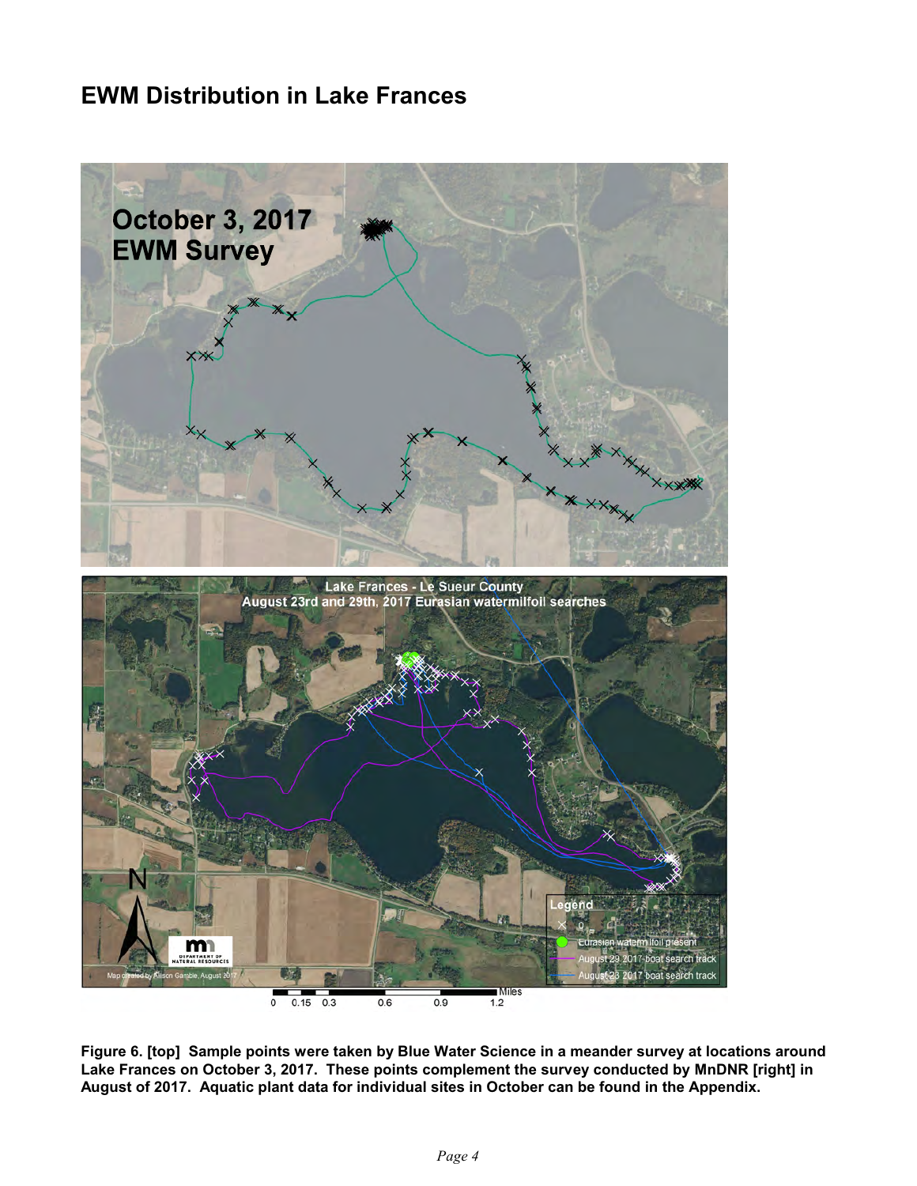# EWM Distribution in Lake Frances

**Figure 6. [top] Sample points were taken by Blue Water Science in a meander survey at locations around Lake Frances on October 3, 2017. These points complement the survey conducted by MnDNR [right] in August of 2017. Aquatic plant data for individual sites in October can be found in the Appendix.**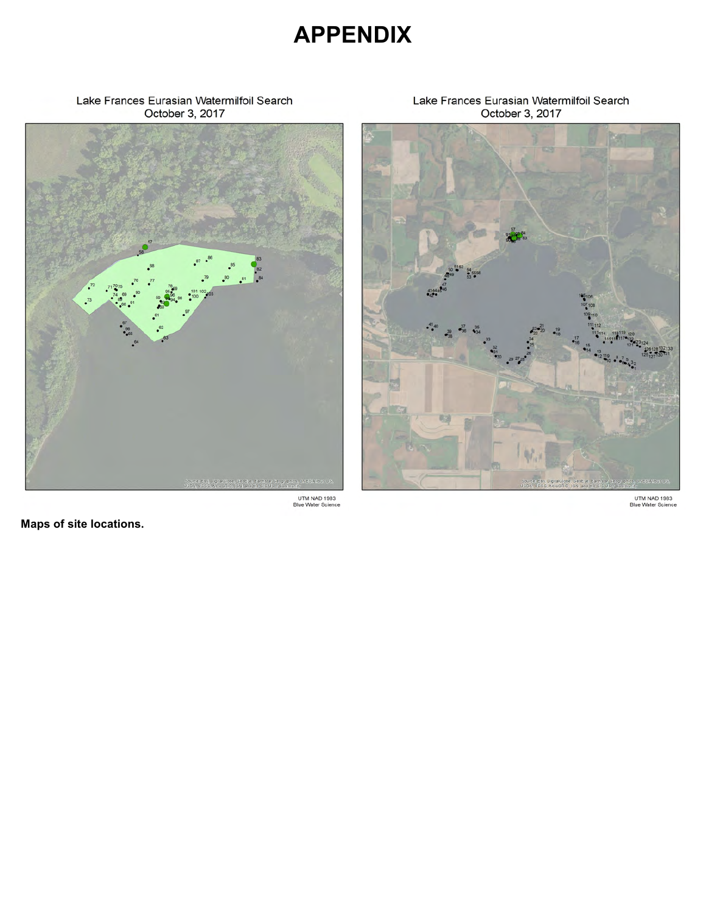# APPENDIX

Lake Frances Eurasian Watermilfoil Search
October 3, 2017

UTM NAD 1983
Blue Water Science

Lake Frances Eurasian Watermilfoil Search
October 3, 2017

UTM NAD 1983
Blue Water Science

**Maps of site locations.**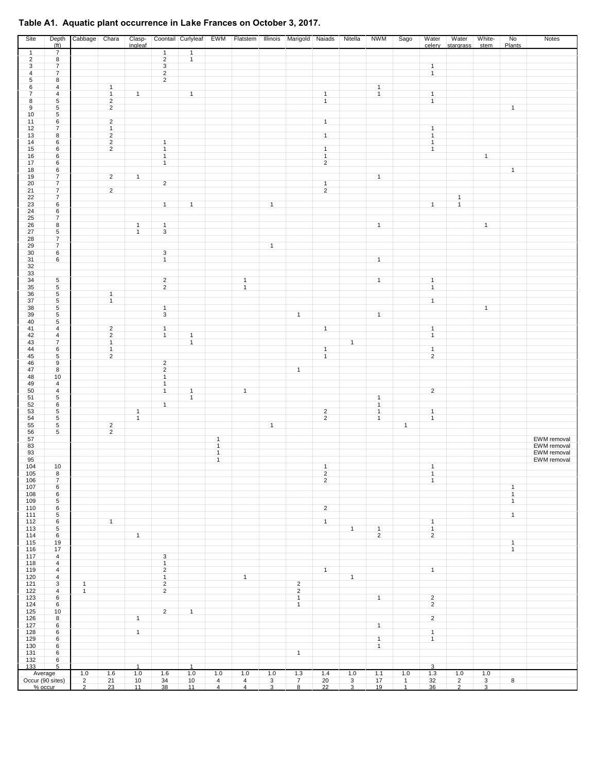**Table A1. Aquatic plant occurrence in Lake Frances on October 3, 2017.**

| Site | Depth (ft) | Cabbage | Chara | Clasp-ingleaf | Coontail | Curlyleaf | EWM | Flatstem | Illinois | Marigold | Naiads | Nitella | NWM | Sago | Water celery | Water stargrass | White-stem | No Plants | Notes |
|---|---|---|---|---|---|---|---|---|---|---|---|---|---|---|---|---|---|---|---|
| 1 | 7 | | | | 1 | 1 | | | | | | | | | | | | | |
| 2 | 8 | | | | 2 | 1 | | | | | | | | | | | | | |
| 3 | 7 | | | | 3 | | | | | | | | | | 1 | | | | |
| 4 | 7 | | | | 2 | | | | | | | | | | 1 | | | | |
| 5 | 8 | | | | 2 | | | | | | | | | | | | | | |
| 6 | 4 | | 1 | | | | | | | | | | 1 | | | | | | |
| 7 | 4 | | 1 | 1 | | 1 | | | | | 1 | | 1 | | 1 | | | | |
| 8 | 5 | | 2 | | | | | | | | 1 | | | | 1 | | | | |
| 9 | 5 | | 2 | | | | | | | | | | | | | | | 1 | |
| 10 | 5 | | | | | | | | | | | | | | | | | | |
| 11 | 6 | | 2 | | | | | | | | 1 | | | | | | | | |
| 12 | 7 | | 1 | | | | | | | | | | | | 1 | | | | |
| 13 | 8 | | 2 | | | | | | | | 1 | | | | 1 | | | | |
| 14 | 6 | | 2 | | 1 | | | | | | | | | | 1 | | | | |
| 15 | 6 | | 2 | | 1 | | | | | | 1 | | | | 1 | | | | |
| 16 | 6 | | | | 1 | | | | | | 1 | | | | | | 1 | | |
| 17 | 6 | | | | 1 | | | | | | 2 | | | | | | | | |
| 18 | 6 | | | | | | | | | | | | | | | | | 1 | |
| 19 | 7 | | 2 | 1 | | | | | | | | | 1 | | | | | | |
| 20 | 7 | | | | 2 | | | | | | 1 | | | | | | | | |
| 21 | 7 | | 2 | | | | | | | | 2 | | | | | | | | |
| 22 | 7 | | | | | | | | | | | | | | | 1 | | | |
| 23 | 6 | | | | 1 | 1 | | | 1 | | | | | | 1 | 1 | | | |
| 24 | 6 | | | | | | | | | | | | | | | | | | |
| 25 | 7 | | | | | | | | | | | | | | | | | | |
| 26 | 8 | | | 1 | 1 | | | | | | | | 1 | | | | 1 | | |
| 27 | 5 | | | 1 | 3 | | | | | | | | | | | | | | |
| 28 | 7 | | | | | | | | | | | | | | | | | | |
| 29 | 7 | | | | | | | | 1 | | | | | | | | | | |
| 30 | 6 | | | | 3 | | | | | | | | | | | | | | |
| 31 | 6 | | | | 1 | | | | | | | | 1 | | | | | | |
| 32 | | | | | | | | | | | | | | | | | | | |
| 33 | | | | | | | | | | | | | | | | | | | |
| 34 | 5 | | | | 2 | | | 1 | | | | | 1 | | 1 | | | | |
| 35 | 5 | | | | 2 | | | 1 | | | | | | | 1 | | | | |
| 36 | 5 | | 1 | | | | | | | | | | | | | | | | |
| 37 | 5 | | 1 | | | | | | | | | | | | 1 | | | | |
| 38 | 5 | | | | 1 | | | | | | | | | | | | 1 | | |
| 39 | 5 | | | | 3 | | | | | 1 | | | 1 | | | | | | |
| 40 | 5 | | | | | | | | | | | | | | | | | | |
| 41 | 4 | | 2 | | 1 | | | | | | 1 | | | | 1 | | | | |
| 42 | 4 | | 2 | | 1 | 1 | | | | | | | | | 1 | | | | |
| 43 | 7 | | 1 | | | 1 | | | | | | 1 | | | | | | | |
| 44 | 6 | | 1 | | | | | | | | 1 | | | | 1 | | | | |
| 45 | 5 | | 2 | | | | | | | | 1 | | | | 2 | | | | |
| 46 | 9 | | | | 2 | | | | | | | | | | | | | | |
| 47 | 8 | | | | 2 | | | | | 1 | | | | | | | | | |
| 48 | 10 | | | | 1 | | | | | | | | | | | | | | |
| 49 | 4 | | | | 1 | | | | | | | | | | | | | | |
| 50 | 4 | | | | 1 | 1 | | 1 | | | | | | | 2 | | | | |
| 51 | 5 | | | | | 1 | | | | | | | 1 | | | | | | |
| 52 | 6 | | | | 1 | | | | | | | | 1 | | | | | | |
| 53 | 5 | | | 1 | | | | | | | 2 | | 1 | | 1 | | | | |
| 54 | 5 | | | 1 | | | | | | | 2 | | 1 | | 1 | | | | |
| 55 | 5 | | 2 | | | | | | 1 | | | | | 1 | | | | | |
| 56 | 5 | | 2 | | | | | | | | | | | | | | | | |
| 57 | | | | | | | 1 | | | | | | | | | | | | EWM removal |
| 83 | | | | | | | 1 | | | | | | | | | | | | EWM removal |
| 93 | | | | | | | 1 | | | | | | | | | | | | EWM removal |
| 95 | | | | | | | 1 | | | | | | | | | | | | EWM removal |
| 104 | 10 | | | | | | | | | | 1 | | | | 1 | | | | |
| 105 | 8 | | | | | | | | | | 2 | | | | 1 | | | | |
| 106 | 7 | | | | | | | | | | 2 | | | | 1 | | | | |
| 107 | 6 | | | | | | | | | | | | | | | | | 1 | |
| 108 | 6 | | | | | | | | | | | | | | | | | 1 | |
| 109 | 5 | | | | | | | | | | | | | | | | | 1 | |
| 110 | 6 | | | | | | | | | | 2 | | | | | | | | |
| 111 | 5 | | | | | | | | | | | | | | | | | 1 | |
| 112 | 6 | | 1 | | | | | | | | 1 | | | | 1 | | | | |
| 113 | 5 | | | | | | | | | | | 1 | 1 | | 1 | | | | |
| 114 | 6 | | | 1 | | | | | | | | | 2 | | 2 | | | | |
| 115 | 19 | | | | | | | | | | | | | | | | | 1 | |
| 116 | 17 | | | | | | | | | | | | | | | | | 1 | |
| 117 | 4 | | | | 3 | | | | | | | | | | | | | | |
| 118 | 4 | | | | 1 | | | | | | | | | | | | | | |
| 119 | 4 | | | | 2 | | | | | | 1 | | | | 1 | | | | |
| 120 | 4 | | | | 1 | | | 1 | | | | 1 | | | | | | | |
| 121 | 3 | 1 | | | 2 | | | | | 2 | | | | | | | | | |
| 122 | 4 | 1 | | | 2 | | | | | 2 | | | | | | | | | |
| 123 | 6 | | | | | | | | | 1 | | | 1 | | 2 | | | | |
| 124 | 6 | | | | | | | | | 1 | | | | | 2 | | | | |
| 125 | 10 | | | | 2 | 1 | | | | | | | | | | | | | |
| 126 | 8 | | | 1 | | | | | | | | | | | 2 | | | | |
| 127 | 6 | | | | | | | | | | | | 1 | | | | | | |
| 128 | 6 | | | 1 | | | | | | | | | | | 1 | | | | |
| 129 | 6 | | | | | | | | | | | | 1 | | 1 | | | | |
| 130 | 6 | | | | | | | | | | | | 1 | | | | | | |
| 131 | 6 | | | | | | | | | 1 | | | | | | | | | |
| 132 | 6 | | | | | | | | | | | | | | | | | | |
| 133 | 5 | | | 1 | | 1 | | | | | | | | | 3 | | | | |
| Average | | 1.0 | 1.6 | 1.0 | 1.6 | 1.0 | 1.0 | 1.0 | 1.0 | 1.3 | 1.4 | 1.0 | 1.1 | 1.0 | 1.3 | 1.0 | 1.0 | | |
| Occur (90 sites) | | 2 | 21 | 10 | 34 | 10 | 4 | 4 | 3 | 7 | 20 | 3 | 17 | 1 | 32 | 2 | 3 | 8 | |
| % occur | | 2 | 23 | 11 | 38 | 11 | 4 | 4 | 3 | 8 | 22 | 3 | 19 | 1 | 36 | 2 | 3 | | |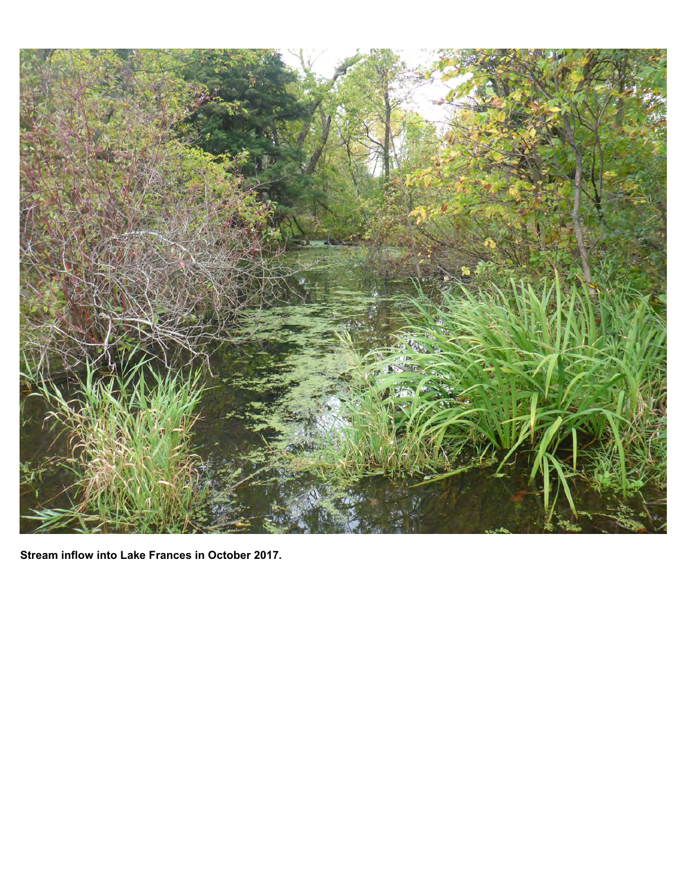**Stream inflow into Lake Frances in October 2017.**